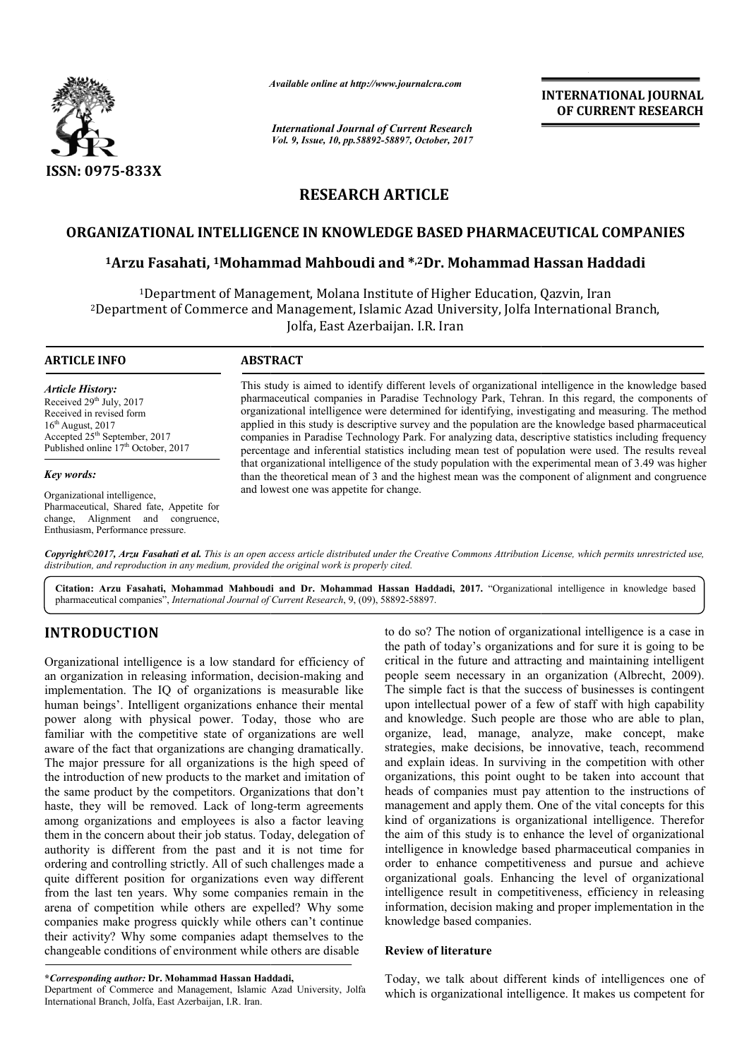# RESEARCH ARTICLE

# ORGANIZATIONAL INTELLIGENCE IN KNOWLEDGE BASED PHARMACEUTICAL COMPANIES

[1]Arzu Fasahati, [1]Mohammad Mahboudi and *,[2]Dr. Mohammad Hassan Haddadi

[1]Department of Management, Molana Institute of Higher Education, Qazvin, Iran
[2]Department of Commerce and Management, Islamic Azad University, Jolfa International Branch, Jolfa, East Azerbaijan. I.R. Iran

## ARTICLE INFO

*Article History:*
Received 29th July, 2017
Received in revised form 16th August, 2017
Accepted 25th September, 2017
Published online 17th October, 2017

*Key words:*
Organizational intelligence, Pharmaceutical, Shared fate, Appetite for change, Alignment and congruence, Enthusiasm, Performance pressure.

## ABSTRACT

This study is aimed to identify different levels of organizational intelligence in the knowledge based pharmaceutical companies in Paradise Technology Park, Tehran. In this regard, the components of organizational intelligence were determined for identifying, investigating and measuring. The method applied in this study is descriptive survey and the population are the knowledge based pharmaceutical companies in Paradise Technology Park. For analyzing data, descriptive statistics including frequency percentage and inferential statistics including mean test of population were used. The results reveal that organizational intelligence of the study population with the experimental mean of 3.49 was higher than the theoretical mean of 3 and the highest mean was the component of alignment and congruence and lowest one was appetite for change.

*Copyright©2017, Arzu Fasahati et al. This is an open access article distributed under the Creative Commons Attribution License, which permits unrestricted use, distribution, and reproduction in any medium, provided the original work is properly cited.*

**Citation: Arzu Fasahati, Mohammad Mahboudi and Dr. Mohammad Hassan Haddadi, 2017.** "Organizational intelligence in knowledge based pharmaceutical companies", *International Journal of Current Research*, 9, (09), 58892-58897.

## INTRODUCTION

Organizational intelligence is a low standard for efficiency of an organization in releasing information, decision-making and implementation. The IQ of organizations is measurable like human beings'. Intelligent organizations enhance their mental power along with physical power. Today, those who are familiar with the competitive state of organizations are well aware of the fact that organizations are changing dramatically. The major pressure for all organizations is the high speed of the introduction of new products to the market and imitation of the same product by the competitors. Organizations that don't haste, they will be removed. Lack of long-term agreements among organizations and employees is also a factor leaving them in the concern about their job status. Today, delegation of authority is different from the past and it is not time for ordering and controlling strictly. All of such challenges made a quite different position for organizations even way different from the last ten years. Why some companies remain in the arena of competition while others are expelled? Why some companies make progress quickly while others can't continue their activity? Why some companies adapt themselves to the changeable conditions of environment while others are disable to do so? The notion of organizational intelligence is a case in the path of today's organizations and for sure it is going to be critical in the future and attracting and maintaining intelligent people seem necessary in an organization (Albrecht, 2009). The simple fact is that the success of businesses is contingent upon intellectual power of a few of staff with high capability and knowledge. Such people are those who are able to plan, organize, lead, manage, analyze, make concept, make strategies, make decisions, be innovative, teach, recommend and explain ideas. In surviving in the competition with other organizations, this point ought to be taken into account that heads of companies must pay attention to the instructions of management and apply them. One of the vital concepts for this kind of organizations is organizational intelligence. Therefor the aim of this study is to enhance the level of organizational intelligence in knowledge based pharmaceutical companies in order to enhance competitiveness and pursue and achieve organizational goals. Enhancing the level of organizational intelligence result in competitiveness, efficiency in releasing information, decision making and proper implementation in the knowledge based companies.

### Review of literature

Today, we talk about different kinds of intelligences one of which is organizational intelligence. It makes us competent for

**\*Corresponding author: Dr. Mohammad Hassan Haddadi,**
Department of Commerce and Management, Islamic Azad University, Jolfa International Branch, Jolfa, East Azerbaijan, I.R. Iran.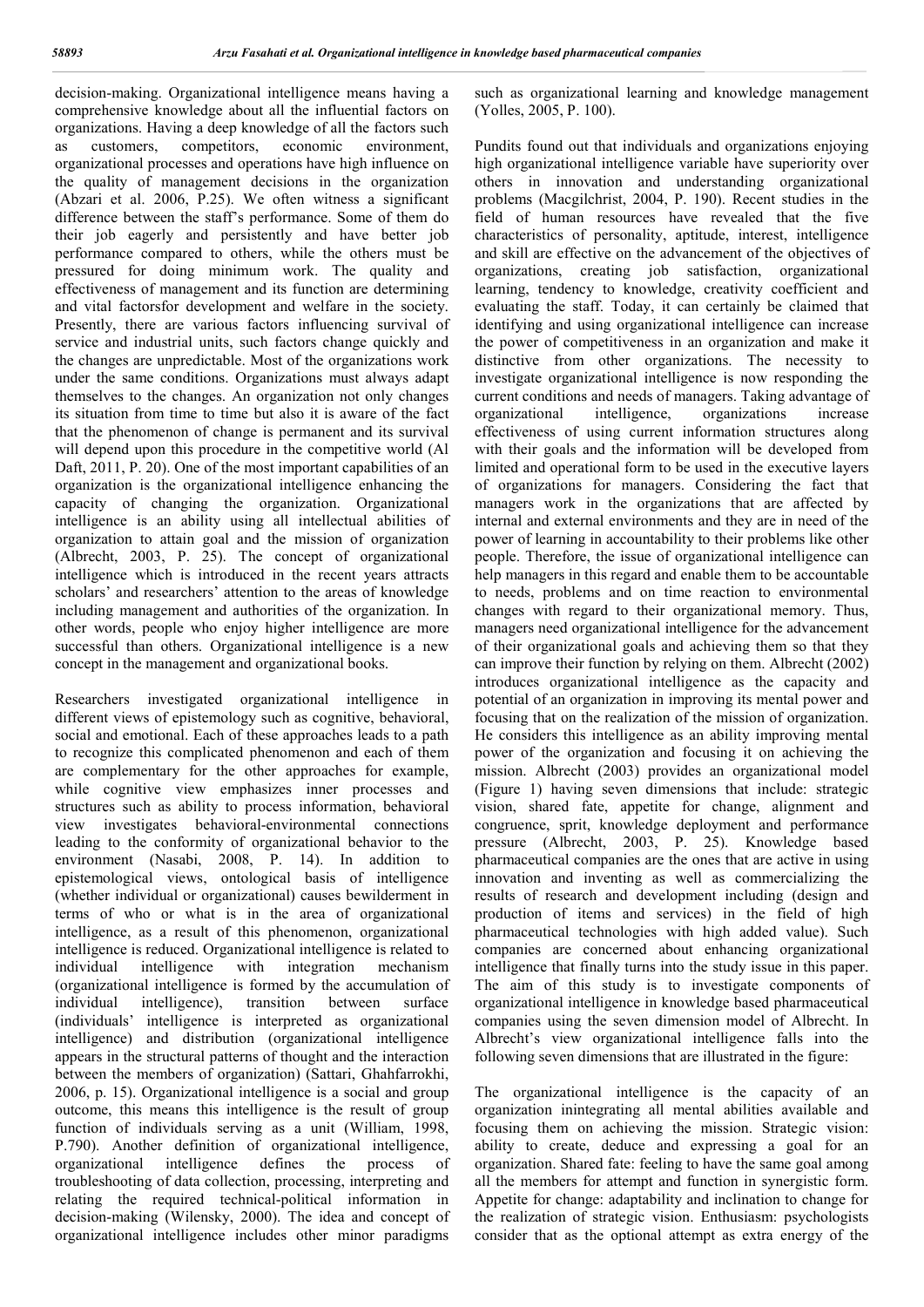decision-making. Organizational intelligence means having a comprehensive knowledge about all the influential factors on organizations. Having a deep knowledge of all the factors such as customers, competitors, economic environment, organizational processes and operations have high influence on the quality of management decisions in the organization (Abzari et al. 2006, P.25). We often witness a significant difference between the staff's performance. Some of them do their job eagerly and persistently and have better job performance compared to others, while the others must be pressured for doing minimum work. The quality and effectiveness of management and its function are determining and vital factorsfor development and welfare in the society. Presently, there are various factors influencing survival of service and industrial units, such factors change quickly and the changes are unpredictable. Most of the organizations work under the same conditions. Organizations must always adapt themselves to the changes. An organization not only changes its situation from time to time but also it is aware of the fact that the phenomenon of change is permanent and its survival will depend upon this procedure in the competitive world (Al Daft, 2011, P. 20). One of the most important capabilities of an organization is the organizational intelligence enhancing the capacity of changing the organization. Organizational intelligence is an ability using all intellectual abilities of organization to attain goal and the mission of organization (Albrecht, 2003, P. 25). The concept of organizational intelligence which is introduced in the recent years attracts scholars' and researchers' attention to the areas of knowledge including management and authorities of the organization. In other words, people who enjoy higher intelligence are more successful than others. Organizational intelligence is a new concept in the management and organizational books.

Researchers investigated organizational intelligence in different views of epistemology such as cognitive, behavioral, social and emotional. Each of these approaches leads to a path to recognize this complicated phenomenon and each of them are complementary for the other approaches for example, while cognitive view emphasizes inner processes and structures such as ability to process information, behavioral view investigates behavioral-environmental connections leading to the conformity of organizational behavior to the environment (Nasabi, 2008, P. 14). In addition to epistemological views, ontological basis of intelligence (whether individual or organizational) causes bewilderment in terms of who or what is in the area of organizational intelligence, as a result of this phenomenon, organizational intelligence is reduced. Organizational intelligence is related to individual intelligence with integration mechanism (organizational intelligence is formed by the accumulation of individual intelligence), transition between surface (individuals' intelligence is interpreted as organizational intelligence) and distribution (organizational intelligence appears in the structural patterns of thought and the interaction between the members of organization) (Sattari, Ghahfarrokhi, 2006, p. 15). Organizational intelligence is a social and group outcome, this means this intelligence is the result of group function of individuals serving as a unit (William, 1998, P.790). Another definition of organizational intelligence, organizational intelligence defines the process of troubleshooting of data collection, processing, interpreting and relating the required technical-political information in decision-making (Wilensky, 2000). The idea and concept of organizational intelligence includes other minor paradigms such as organizational learning and knowledge management (Yolles, 2005, P. 100).

Pundits found out that individuals and organizations enjoying high organizational intelligence variable have superiority over others in innovation and understanding organizational problems (Macgilchrist, 2004, P. 190). Recent studies in the field of human resources have revealed that the five characteristics of personality, aptitude, interest, intelligence and skill are effective on the advancement of the objectives of organizations, creating job satisfaction, organizational learning, tendency to knowledge, creativity coefficient and evaluating the staff. Today, it can certainly be claimed that identifying and using organizational intelligence can increase the power of competitiveness in an organization and make it distinctive from other organizations. The necessity to investigate organizational intelligence is now responding the current conditions and needs of managers. Taking advantage of organizational intelligence, organizations increase effectiveness of using current information structures along with their goals and the information will be developed from limited and operational form to be used in the executive layers of organizations for managers. Considering the fact that managers work in the organizations that are affected by internal and external environments and they are in need of the power of learning in accountability to their problems like other people. Therefore, the issue of organizational intelligence can help managers in this regard and enable them to be accountable to needs, problems and on time reaction to environmental changes with regard to their organizational memory. Thus, managers need organizational intelligence for the advancement of their organizational goals and achieving them so that they can improve their function by relying on them. Albrecht (2002) introduces organizational intelligence as the capacity and potential of an organization in improving its mental power and focusing that on the realization of the mission of organization. He considers this intelligence as an ability improving mental power of the organization and focusing it on achieving the mission. Albrecht (2003) provides an organizational model (Figure 1) having seven dimensions that include: strategic vision, shared fate, appetite for change, alignment and congruence, sprit, knowledge deployment and performance pressure (Albrecht, 2003, P. 25). Knowledge based pharmaceutical companies are the ones that are active in using innovation and inventing as well as commercializing the results of research and development including (design and production of items and services) in the field of high pharmaceutical technologies with high added value). Such companies are concerned about enhancing organizational intelligence that finally turns into the study issue in this paper. The aim of this study is to investigate components of organizational intelligence in knowledge based pharmaceutical companies using the seven dimension model of Albrecht. In Albrecht's view organizational intelligence falls into the following seven dimensions that are illustrated in the figure:

The organizational intelligence is the capacity of an organization inintegrating all mental abilities available and focusing them on achieving the mission. Strategic vision: ability to create, deduce and expressing a goal for an organization. Shared fate: feeling to have the same goal among all the members for attempt and function in synergistic form. Appetite for change: adaptability and inclination to change for the realization of strategic vision. Enthusiasm: psychologists consider that as the optional attempt as extra energy of the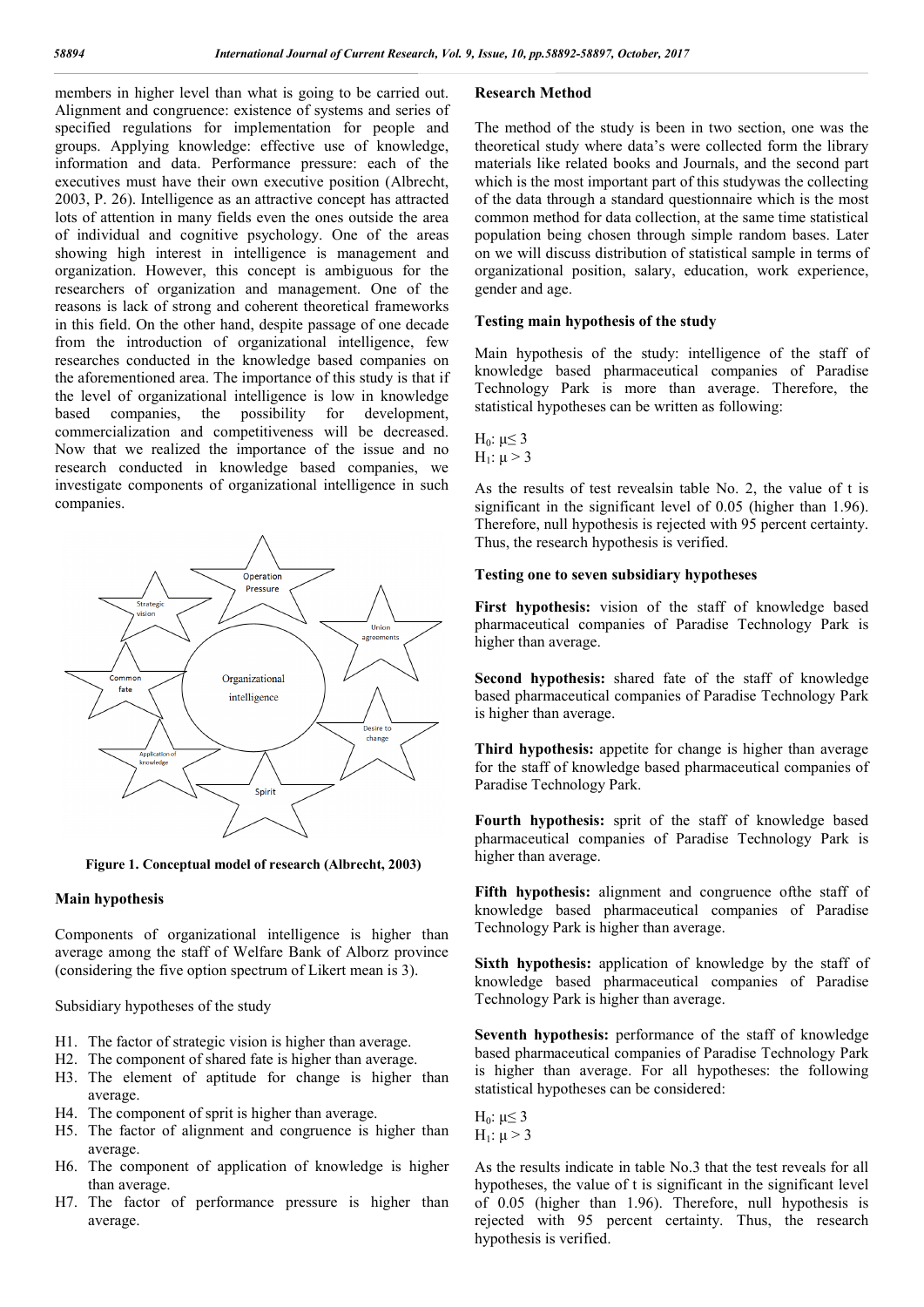members in higher level than what is going to be carried out. Alignment and congruence: existence of systems and series of specified regulations for implementation for people and groups. Applying knowledge: effective use of knowledge, information and data. Performance pressure: each of the executives must have their own executive position (Albrecht, 2003, P. 26). Intelligence as an attractive concept has attracted lots of attention in many fields even the ones outside the area of individual and cognitive psychology. One of the areas showing high interest in intelligence is management and organization. However, this concept is ambiguous for the researchers of organization and management. One of the reasons is lack of strong and coherent theoretical frameworks in this field. On the other hand, despite passage of one decade from the introduction of organizational intelligence, few researches conducted in the knowledge based companies on the aforementioned area. The importance of this study is that if the level of organizational intelligence is low in knowledge based companies, the possibility for development, commercialization and competitiveness will be decreased. Now that we realized the importance of the issue and no research conducted in knowledge based companies, we investigate components of organizational intelligence in such companies.

Organizational intelligence

Operation Pressure

Union agreements

Desire to change

Spirit

Application of knowledge

Common fate

Strategic vision

**Figure 1. Conceptual model of research (Albrecht, 2003)**

### Main hypothesis

Components of organizational intelligence is higher than average among the staff of Welfare Bank of Alborz province (considering the five option spectrum of Likert mean is 3).

Subsidiary hypotheses of the study

- H1. The factor of strategic vision is higher than average.
- H2. The component of shared fate is higher than average.
- H3. The element of aptitude for change is higher than average.
- H4. The component of sprit is higher than average.
- H5. The factor of alignment and congruence is higher than average.
- H6. The component of application of knowledge is higher than average.
- H7. The factor of performance pressure is higher than average.

### Research Method

The method of the study is been in two section, one was the theoretical study where data's were collected form the library materials like related books and Journals, and the second part which is the most important part of this studywas the collecting of the data through a standard questionnaire which is the most common method for data collection, at the same time statistical population being chosen through simple random bases. Later on we will discuss distribution of statistical sample in terms of organizational position, salary, education, work experience, gender and age.

### Testing main hypothesis of the study

Main hypothesis of the study: intelligence of the staff of knowledge based pharmaceutical companies of Paradise Technology Park is more than average. Therefore, the statistical hypotheses can be written as following:

$H_0$: $\mu \leq 3$
$H_1$: $\mu > 3$

As the results of test revealsin table No. 2, the value of t is significant in the significant level of 0.05 (higher than 1.96). Therefore, null hypothesis is rejected with 95 percent certainty. Thus, the research hypothesis is verified.

### Testing one to seven subsidiary hypotheses

**First hypothesis:** vision of the staff of knowledge based pharmaceutical companies of Paradise Technology Park is higher than average.

**Second hypothesis:** shared fate of the staff of knowledge based pharmaceutical companies of Paradise Technology Park is higher than average.

**Third hypothesis:** appetite for change is higher than average for the staff of knowledge based pharmaceutical companies of Paradise Technology Park.

**Fourth hypothesis:** sprit of the staff of knowledge based pharmaceutical companies of Paradise Technology Park is higher than average.

**Fifth hypothesis:** alignment and congruence ofthe staff of knowledge based pharmaceutical companies of Paradise Technology Park is higher than average.

**Sixth hypothesis:** application of knowledge by the staff of knowledge based pharmaceutical companies of Paradise Technology Park is higher than average.

**Seventh hypothesis:** performance of the staff of knowledge based pharmaceutical companies of Paradise Technology Park is higher than average. For all hypotheses: the following statistical hypotheses can be considered:

$H_0$: $\mu \leq 3$
$H_1$: $\mu > 3$

As the results indicate in table No.3 that the test reveals for all hypotheses, the value of t is significant in the significant level of 0.05 (higher than 1.96). Therefore, null hypothesis is rejected with 95 percent certainty. Thus, the research hypothesis is verified.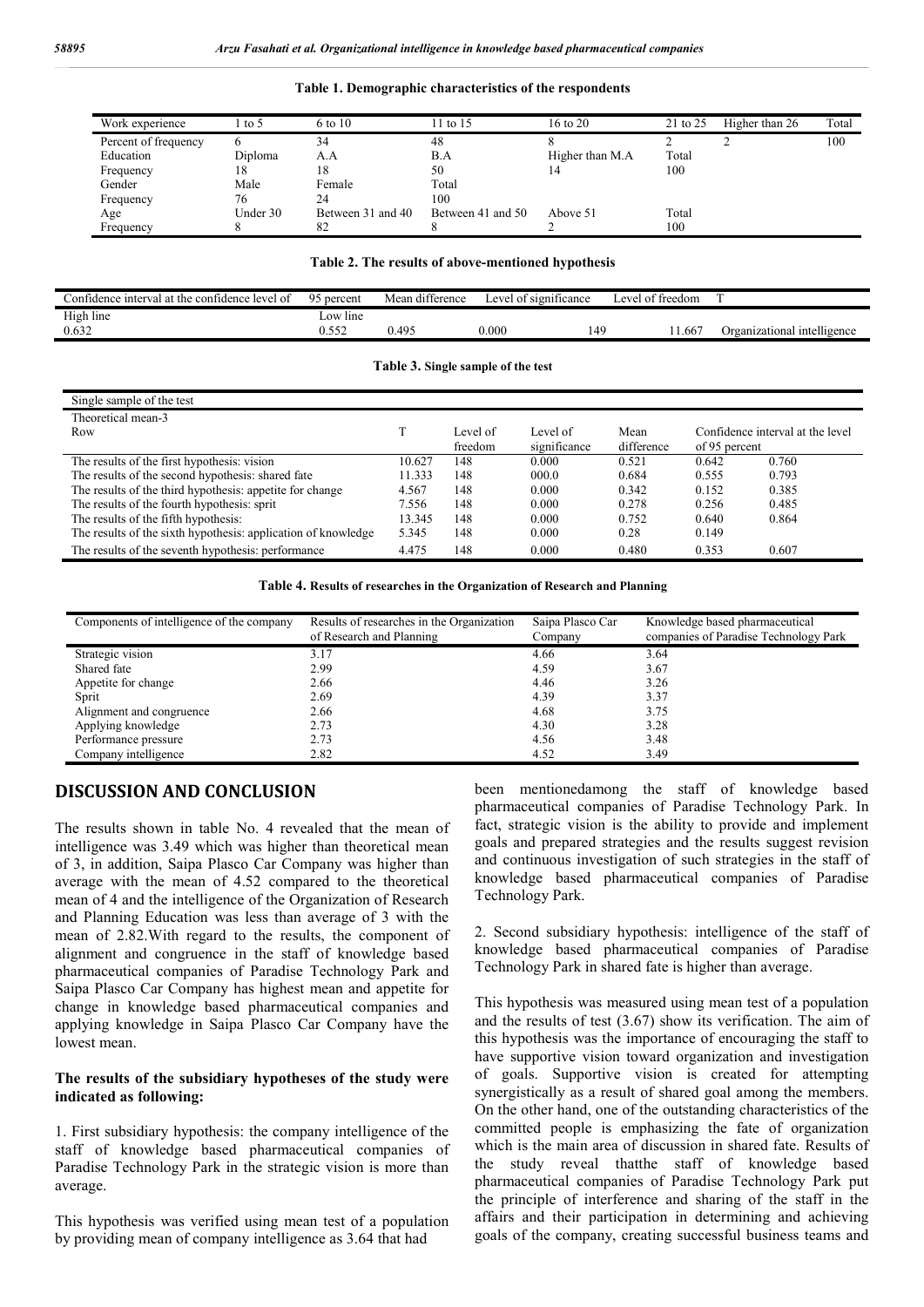**Table 1. Demographic characteristics of the respondents**

| Work experience | 1 to 5 | 6 to 10 | 11 to 15 | 16 to 20 | 21 to 25 | Higher than 26 | Total |
|---|---|---|---|---|---|---|---|
| Percent of frequency | 6 | 34 | 48 | 8 | 2 | 2 | 100 |
| Education | Diploma | A.A | B.A | Higher than M.A | Total | | |
| Frequency | 18 | 18 | 50 | 14 | 100 | | |
| Gender | Male | Female | Total | | | | |
| Frequency | 76 | 24 | 100 | | | | |
| Age | Under 30 | Between 31 and 40 | Between 41 and 50 | Above 51 | Total | | |
| Frequency | 8 | 82 | 8 | 2 | 100 | | |

**Table 2. The results of above-mentioned hypothesis**

| Confidence interval at the confidence level of | 95 percent | Mean difference | Level of significance | Level of freedom | T | |
|---|---|---|---|---|---|---|
| High line | Low line | | | | | |
| 0.632 | 0.552 | 0.495 | 0.000 | 149 | 11.667 | Organizational intelligence |

**Table 3. Single sample of the test**

| Single sample of the test | | | | | | |
|---|---|---|---|---|---|---|
| Theoretical mean-3 | | | | | | |
| Row | T | Level of freedom | Level of significance | Mean difference | Confidence interval at the level of 95 percent | |
| The results of the first hypothesis: vision | 10.627 | 148 | 0.000 | 0.521 | 0.642 | 0.760 |
| The results of the second hypothesis: shared fate | 11.333 | 148 | 000.0 | 0.684 | 0.555 | 0.793 |
| The results of the third hypothesis: appetite for change | 4.567 | 148 | 0.000 | 0.342 | 0.152 | 0.385 |
| The results of the fourth hypothesis: sprit | 7.556 | 148 | 0.000 | 0.278 | 0.256 | 0.485 |
| The results of the fifth hypothesis: | 13.345 | 148 | 0.000 | 0.752 | 0.640 | 0.864 |
| The results of the sixth hypothesis: application of knowledge | 5.345 | 148 | 0.000 | 0.28 | 0.149 | |
| The results of the seventh hypothesis: performance | 4.475 | 148 | 0.000 | 0.480 | 0.353 | 0.607 |

**Table 4. Results of researches in the Organization of Research and Planning**

| Components of intelligence of the company | Results of researches in the Organization of Research and Planning | Saipa Plasco Car Company | Knowledge based pharmaceutical companies of Paradise Technology Park |
|---|---|---|---|
| Strategic vision | 3.17 | 4.66 | 3.64 |
| Shared fate | 2.99 | 4.59 | 3.67 |
| Appetite for change | 2.66 | 4.46 | 3.26 |
| Sprit | 2.69 | 4.39 | 3.37 |
| Alignment and congruence | 2.66 | 4.68 | 3.75 |
| Applying knowledge | 2.73 | 4.30 | 3.28 |
| Performance pressure | 2.73 | 4.56 | 3.48 |
| Company intelligence | 2.82 | 4.52 | 3.49 |

## DISCUSSION AND CONCLUSION

The results shown in table No. 4 revealed that the mean of intelligence was 3.49 which was higher than theoretical mean of 3, in addition, Saipa Plasco Car Company was higher than average with the mean of 4.52 compared to the theoretical mean of 4 and the intelligence of the Organization of Research and Planning Education was less than average of 3 with the mean of 2.82.With regard to the results, the component of alignment and congruence in the staff of knowledge based pharmaceutical companies of Paradise Technology Park and Saipa Plasco Car Company has highest mean and appetite for change in knowledge based pharmaceutical companies and applying knowledge in Saipa Plasco Car Company have the lowest mean.

**The results of the subsidiary hypotheses of the study were indicated as following:**

1. First subsidiary hypothesis: the company intelligence of the staff of knowledge based pharmaceutical companies of Paradise Technology Park in the strategic vision is more than average.

This hypothesis was verified using mean test of a population by providing mean of company intelligence as 3.64 that had been mentionedamong the staff of knowledge based pharmaceutical companies of Paradise Technology Park. In fact, strategic vision is the ability to provide and implement goals and prepared strategies and the results suggest revision and continuous investigation of such strategies in the staff of knowledge based pharmaceutical companies of Paradise Technology Park.

2. Second subsidiary hypothesis: intelligence of the staff of knowledge based pharmaceutical companies of Paradise Technology Park in shared fate is higher than average.

This hypothesis was measured using mean test of a population and the results of test (3.67) show its verification. The aim of this hypothesis was the importance of encouraging the staff to have supportive vision toward organization and investigation of goals. Supportive vision is created for attempting synergistically as a result of shared goal among the members. On the other hand, one of the outstanding characteristics of the committed people is emphasizing the fate of organization which is the main area of discussion in shared fate. Results of the study reveal thatthe staff of knowledge based pharmaceutical companies of Paradise Technology Park put the principle of interference and sharing of the staff in the affairs and their participation in determining and achieving goals of the company, creating successful business teams and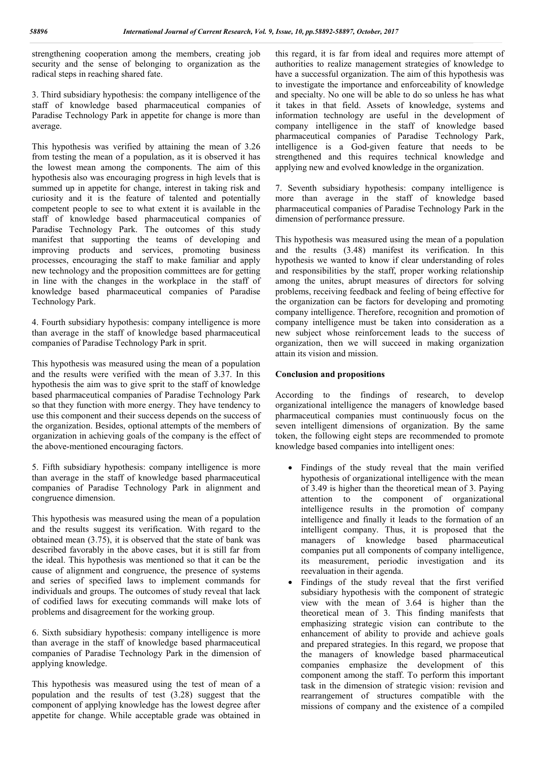strengthening cooperation among the members, creating job security and the sense of belonging to organization as the radical steps in reaching shared fate.

3. Third subsidiary hypothesis: the company intelligence of the staff of knowledge based pharmaceutical companies of Paradise Technology Park in appetite for change is more than average.

This hypothesis was verified by attaining the mean of 3.26 from testing the mean of a population, as it is observed it has the lowest mean among the components. The aim of this hypothesis also was encouraging progress in high levels that is summed up in appetite for change, interest in taking risk and curiosity and it is the feature of talented and potentially competent people to see to what extent it is available in the staff of knowledge based pharmaceutical companies of Paradise Technology Park. The outcomes of this study manifest that supporting the teams of developing and improving products and services, promoting business processes, encouraging the staff to make familiar and apply new technology and the proposition committees are for getting in line with the changes in the workplace in the staff of knowledge based pharmaceutical companies of Paradise Technology Park.

4. Fourth subsidiary hypothesis: company intelligence is more than average in the staff of knowledge based pharmaceutical companies of Paradise Technology Park in sprit.

This hypothesis was measured using the mean of a population and the results were verified with the mean of 3.37. In this hypothesis the aim was to give sprit to the staff of knowledge based pharmaceutical companies of Paradise Technology Park so that they function with more energy. They have tendency to use this component and their success depends on the success of the organization. Besides, optional attempts of the members of organization in achieving goals of the company is the effect of the above-mentioned encouraging factors.

5. Fifth subsidiary hypothesis: company intelligence is more than average in the staff of knowledge based pharmaceutical companies of Paradise Technology Park in alignment and congruence dimension.

This hypothesis was measured using the mean of a population and the results suggest its verification. With regard to the obtained mean (3.75), it is observed that the state of bank was described favorably in the above cases, but it is still far from the ideal. This hypothesis was mentioned so that it can be the cause of alignment and congruence, the presence of systems and series of specified laws to implement commands for individuals and groups. The outcomes of study reveal that lack of codified laws for executing commands will make lots of problems and disagreement for the working group.

6. Sixth subsidiary hypothesis: company intelligence is more than average in the staff of knowledge based pharmaceutical companies of Paradise Technology Park in the dimension of applying knowledge.

This hypothesis was measured using the test of mean of a population and the results of test (3.28) suggest that the component of applying knowledge has the lowest degree after appetite for change. While acceptable grade was obtained in this regard, it is far from ideal and requires more attempt of authorities to realize management strategies of knowledge to have a successful organization. The aim of this hypothesis was to investigate the importance and enforceability of knowledge and specialty. No one will be able to do so unless he has what it takes in that field. Assets of knowledge, systems and information technology are useful in the development of company intelligence in the staff of knowledge based pharmaceutical companies of Paradise Technology Park, intelligence is a God-given feature that needs to be strengthened and this requires technical knowledge and applying new and evolved knowledge in the organization.

7. Seventh subsidiary hypothesis: company intelligence is more than average in the staff of knowledge based pharmaceutical companies of Paradise Technology Park in the dimension of performance pressure.

This hypothesis was measured using the mean of a population and the results (3.48) manifest its verification. In this hypothesis we wanted to know if clear understanding of roles and responsibilities by the staff, proper working relationship among the unites, abrupt measures of directors for solving problems, receiving feedback and feeling of being effective for the organization can be factors for developing and promoting company intelligence. Therefore, recognition and promotion of company intelligence must be taken into consideration as a new subject whose reinforcement leads to the success of organization, then we will succeed in making organization attain its vision and mission.

## Conclusion and propositions

According to the findings of research, to develop organizational intelligence the managers of knowledge based pharmaceutical companies must continuously focus on the seven intelligent dimensions of organization. By the same token, the following eight steps are recommended to promote knowledge based companies into intelligent ones:

- Findings of the study reveal that the main verified hypothesis of organizational intelligence with the mean of 3.49 is higher than the theoretical mean of 3. Paying attention to the component of organizational intelligence results in the promotion of company intelligence and finally it leads to the formation of an intelligent company. Thus, it is proposed that the managers of knowledge based pharmaceutical companies put all components of company intelligence, its measurement, periodic investigation and its reevaluation in their agenda.
- Findings of the study reveal that the first verified subsidiary hypothesis with the component of strategic view with the mean of 3.64 is higher than the theoretical mean of 3. This finding manifests that emphasizing strategic vision can contribute to the enhancement of ability to provide and achieve goals and prepared strategies. In this regard, we propose that the managers of knowledge based pharmaceutical companies emphasize the development of this component among the staff. To perform this important task in the dimension of strategic vision: revision and rearrangement of structures compatible with the missions of company and the existence of a compiled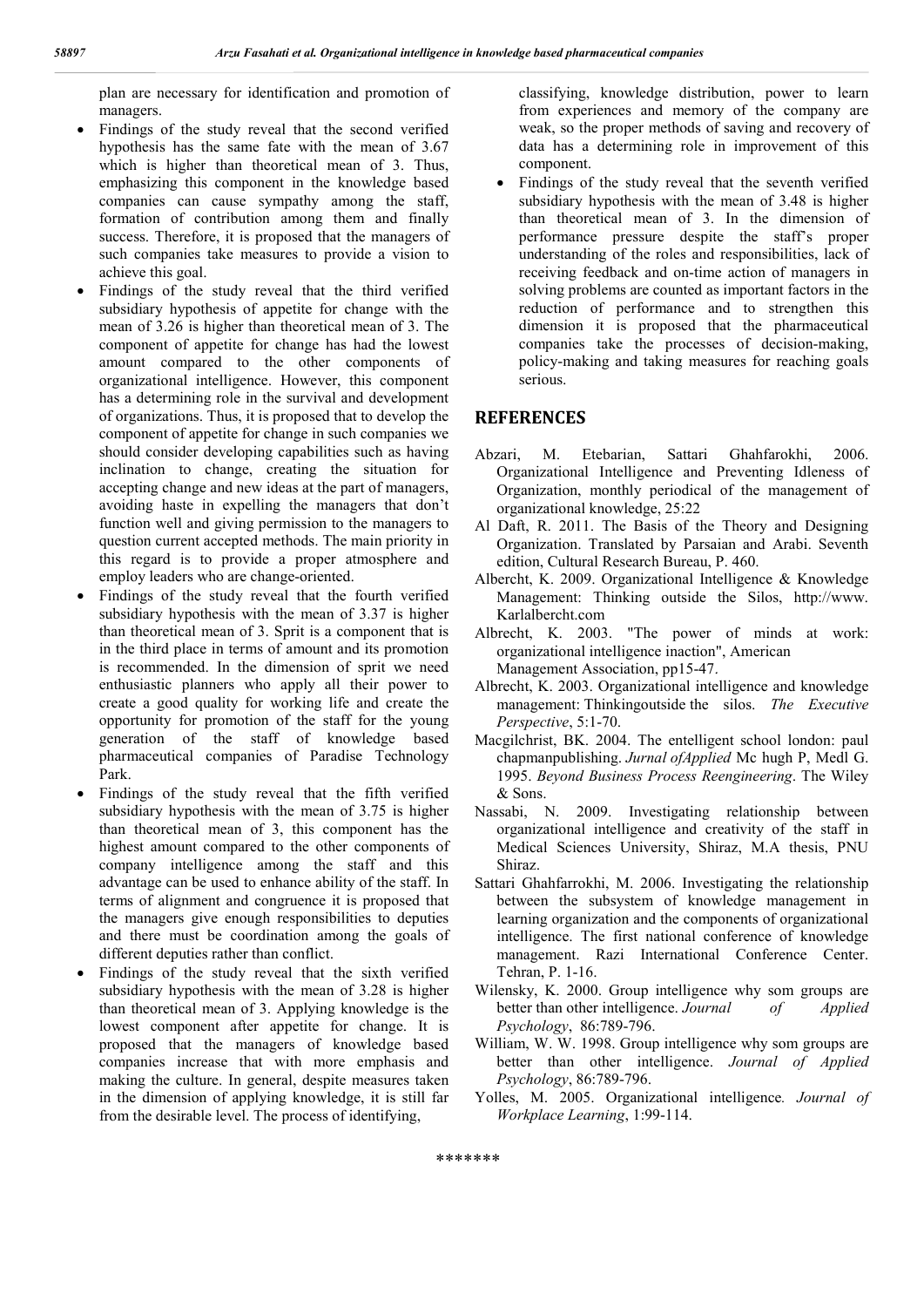plan are necessary for identification and promotion of managers.

- Findings of the study reveal that the second verified hypothesis has the same fate with the mean of 3.67 which is higher than theoretical mean of 3. Thus, emphasizing this component in the knowledge based companies can cause sympathy among the staff, formation of contribution among them and finally success. Therefore, it is proposed that the managers of such companies take measures to provide a vision to achieve this goal.
- Findings of the study reveal that the third verified subsidiary hypothesis of appetite for change with the mean of 3.26 is higher than theoretical mean of 3. The component of appetite for change has had the lowest amount compared to the other components of organizational intelligence. However, this component has a determining role in the survival and development of organizations. Thus, it is proposed that to develop the component of appetite for change in such companies we should consider developing capabilities such as having inclination to change, creating the situation for accepting change and new ideas at the part of managers, avoiding haste in expelling the managers that don't function well and giving permission to the managers to question current accepted methods. The main priority in this regard is to provide a proper atmosphere and employ leaders who are change-oriented.
- Findings of the study reveal that the fourth verified subsidiary hypothesis with the mean of 3.37 is higher than theoretical mean of 3. Sprit is a component that is in the third place in terms of amount and its promotion is recommended. In the dimension of sprit we need enthusiastic planners who apply all their power to create a good quality for working life and create the opportunity for promotion of the staff for the young generation of the staff of knowledge based pharmaceutical companies of Paradise Technology Park.
- Findings of the study reveal that the fifth verified subsidiary hypothesis with the mean of 3.75 is higher than theoretical mean of 3, this component has the highest amount compared to the other components of company intelligence among the staff and this advantage can be used to enhance ability of the staff. In terms of alignment and congruence it is proposed that the managers give enough responsibilities to deputies and there must be coordination among the goals of different deputies rather than conflict.
- Findings of the study reveal that the sixth verified subsidiary hypothesis with the mean of 3.28 is higher than theoretical mean of 3. Applying knowledge is the lowest component after appetite for change. It is proposed that the managers of knowledge based companies increase that with more emphasis and making the culture. In general, despite measures taken in the dimension of applying knowledge, it is still far from the desirable level. The process of identifying, classifying, knowledge distribution, power to learn from experiences and memory of the company are weak, so the proper methods of saving and recovery of data has a determining role in improvement of this component.
- Findings of the study reveal that the seventh verified subsidiary hypothesis with the mean of 3.48 is higher than theoretical mean of 3. In the dimension of performance pressure despite the staff's proper understanding of the roles and responsibilities, lack of receiving feedback and on-time action of managers in solving problems are counted as important factors in the reduction of performance and to strengthen this dimension it is proposed that the pharmaceutical companies take the processes of decision-making, policy-making and taking measures for reaching goals serious.

## REFERENCES

Abzari, M. Etebarian, Sattari Ghahfarokhi, 2006. Organizational Intelligence and Preventing Idleness of Organization, monthly periodical of the management of organizational knowledge, 25:22

Al Daft, R. 2011. The Basis of the Theory and Designing Organization. Translated by Parsaian and Arabi. Seventh edition, Cultural Research Bureau, P. 460.

Albercht, K. 2009. Organizational Intelligence & Knowledge Management: Thinking outside the Silos, http://www.Karlalbercht.com

Albrecht, K. 2003. "The power of minds at work: organizational intelligence inaction", American Management Association, pp15-47.

Albrecht, K. 2003. Organizational intelligence and knowledge management: Thinkingoutside the silos. *The Executive Perspective*, 5:1-70.

Macgilchrist, BK. 2004. The entelligent school london: paul chapmanpublishing. *Jurnal ofApplied* Mc hugh P, Medl G. 1995. *Beyond Business Process Reengineering*. The Wiley & Sons.

Nassabi, N. 2009. Investigating relationship between organizational intelligence and creativity of the staff in Medical Sciences University, Shiraz, M.A thesis, PNU Shiraz.

Sattari Ghahfarrokhi, M. 2006. Investigating the relationship between the subsystem of knowledge management in learning organization and the components of organizational intelligence. The first national conference of knowledge management. Razi International Conference Center. Tehran, P. 1-16.

Wilensky, K. 2000. Group intelligence why som groups are better than other intelligence. *Journal of Applied Psychology*, 86:789-796.

William, W. W. 1998. Group intelligence why som groups are better than other intelligence. *Journal of Applied Psychology*, 86:789-796.

Yolles, M. 2005. Organizational intelligence*. Journal of Workplace Learning*, 1:99-114.

*******